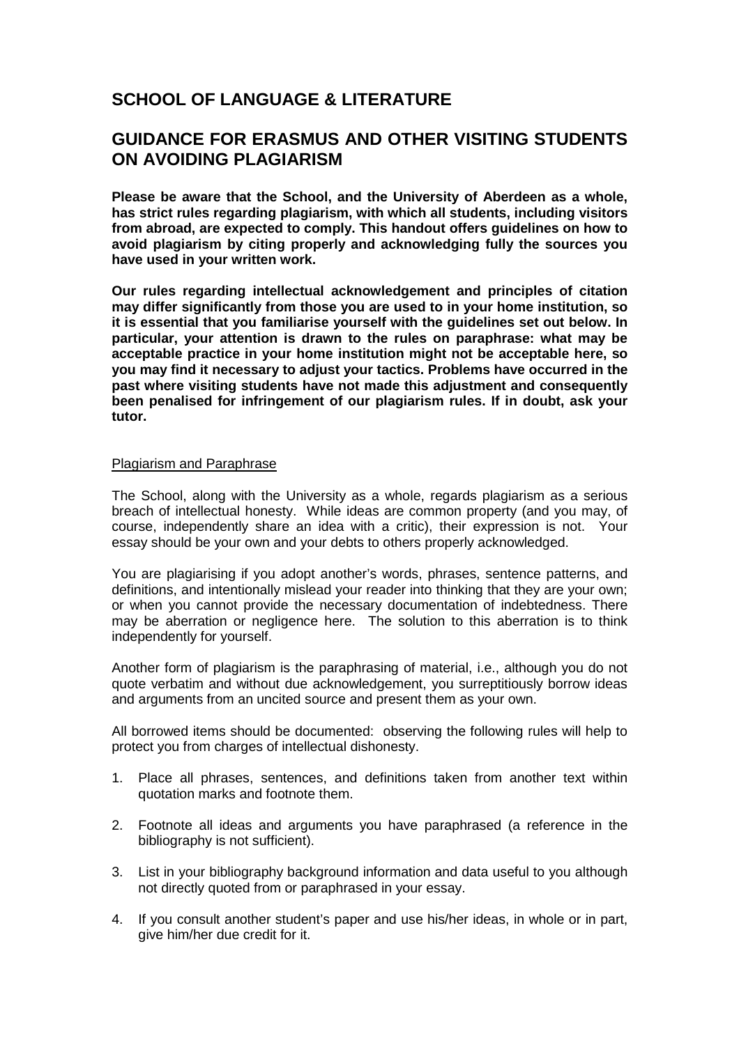## SCHOOL OF LANGUAGE & LITERATURE

## GUIDANCE FOR ERASMUS AND OTHER VISITING STUDENTS ON AVOIDING PLAGIARISM

**Please be aware that the School, and the University of Aberdeen as a whole, has strict rules regarding plagiarism, with which all students, including visitors from abroad, are expected to comply. This handout offers guidelines on how to avoid plagiarism by citing properly and acknowledging fully the sources you have used in your written work.**

**Our rules regarding intellectual acknowledgement and principles of citation may differ significantly from those you are used to in your home institution, so it is essential that you familiarise yourself with the guidelines set out below. In particular, your attention is drawn to the rules on paraphrase: what may be acceptable practice in your home institution might not be acceptable here, so you may find it necessary to adjust your tactics. Problems have occurred in the past where visiting students have not made this adjustment and consequently been penalised for infringement of our plagiarism rules. If in doubt, ask your tutor.**

<u>Plagiarism and Paraphrase</u>

The School, along with the University as a whole, regards plagiarism as a serious breach of intellectual honesty. While ideas are common property (and you may, of course, independently share an idea with a critic), their expression is not. Your essay should be your own and your debts to others properly acknowledged.

You are plagiarising if you adopt another's words, phrases, sentence patterns, and definitions, and intentionally mislead your reader into thinking that they are your own; or when you cannot provide the necessary documentation of indebtedness. There may be aberration or negligence here. The solution to this aberration is to think independently for yourself.

Another form of plagiarism is the paraphrasing of material, i.e., although you do not quote verbatim and without due acknowledgement, you surreptitiously borrow ideas and arguments from an uncited source and present them as your own.

All borrowed items should be documented: observing the following rules will help to protect you from charges of intellectual dishonesty.

1. Place all phrases, sentences, and definitions taken from another text within quotation marks and footnote them.
2. Footnote all ideas and arguments you have paraphrased (a reference in the bibliography is not sufficient).
3. List in your bibliography background information and data useful to you although not directly quoted from or paraphrased in your essay.
4. If you consult another student's paper and use his/her ideas, in whole or in part, give him/her due credit for it.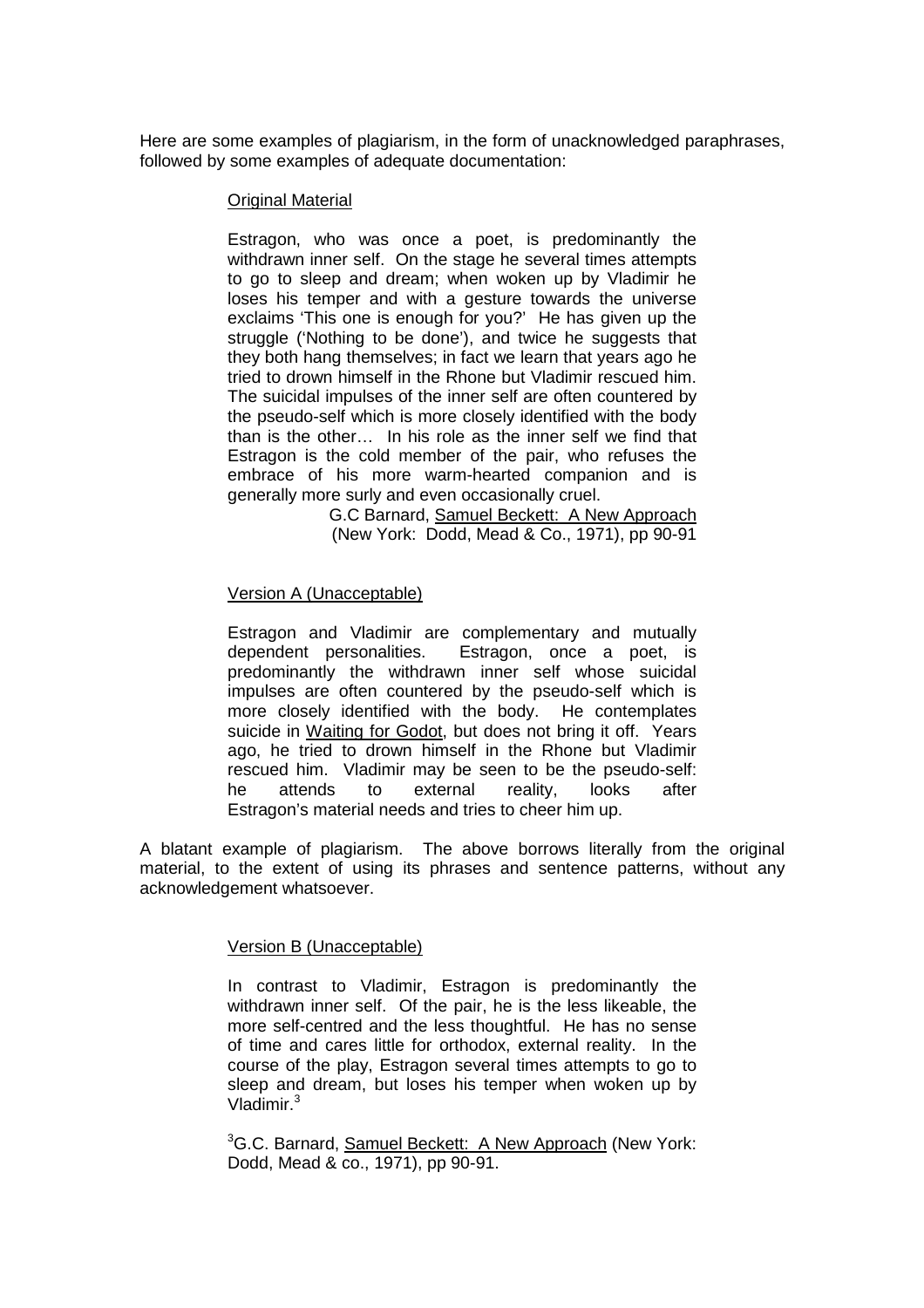Here are some examples of plagiarism, in the form of unacknowledged paraphrases, followed by some examples of adequate documentation:

Original Material

> Estragon, who was once a poet, is predominantly the withdrawn inner self. On the stage he several times attempts to go to sleep and dream; when woken up by Vladimir he loses his temper and with a gesture towards the universe exclaims 'This one is enough for you?' He has given up the struggle ('Nothing to be done'), and twice he suggests that they both hang themselves; in fact we learn that years ago he tried to drown himself in the Rhone but Vladimir rescued him. The suicidal impulses of the inner self are often countered by the pseudo-self which is more closely identified with the body than is the other… In his role as the inner self we find that Estragon is the cold member of the pair, who refuses the embrace of his more warm-hearted companion and is generally more surly and even occasionally cruel.
>
> G.C Barnard, Samuel Beckett: A New Approach (New York: Dodd, Mead & Co., 1971), pp 90-91

Version A (Unacceptable)

> Estragon and Vladimir are complementary and mutually dependent personalities. Estragon, once a poet, is predominantly the withdrawn inner self whose suicidal impulses are often countered by the pseudo-self which is more closely identified with the body. He contemplates suicide in Waiting for Godot, but does not bring it off. Years ago, he tried to drown himself in the Rhone but Vladimir rescued him. Vladimir may be seen to be the pseudo-self: he attends to external reality, looks after Estragon's material needs and tries to cheer him up.

A blatant example of plagiarism. The above borrows literally from the original material, to the extent of using its phrases and sentence patterns, without any acknowledgement whatsoever.

Version B (Unacceptable)

> In contrast to Vladimir, Estragon is predominantly the withdrawn inner self. Of the pair, he is the less likeable, the more self-centred and the less thoughtful. He has no sense of time and cares little for orthodox, external reality. In the course of the play, Estragon several times attempts to go to sleep and dream, but loses his temper when woken up by Vladimir.[3]
>
> [3]G.C. Barnard, Samuel Beckett: A New Approach (New York: Dodd, Mead & co., 1971), pp 90-91.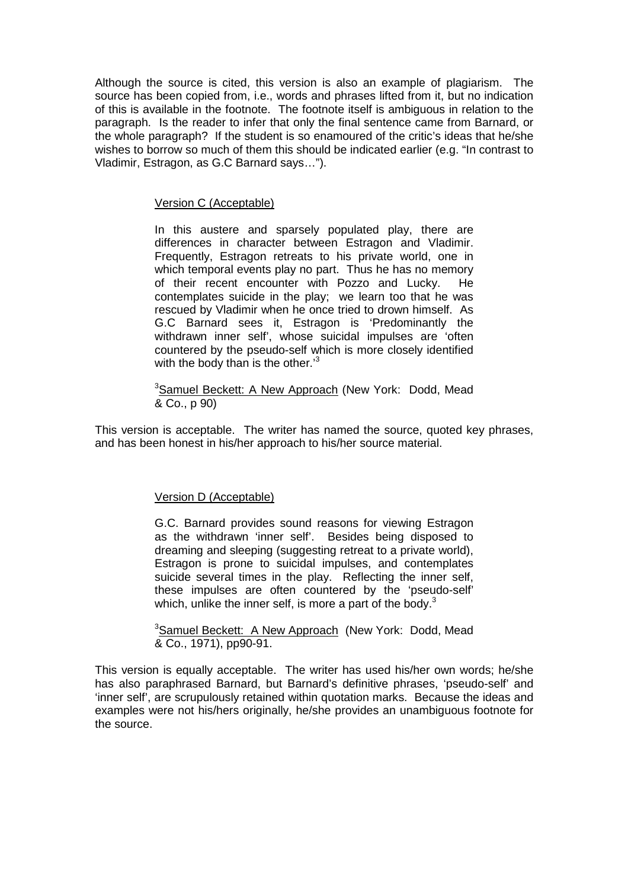Although the source is cited, this version is also an example of plagiarism. The source has been copied from, i.e., words and phrases lifted from it, but no indication of this is available in the footnote. The footnote itself is ambiguous in relation to the paragraph. Is the reader to infer that only the final sentence came from Barnard, or the whole paragraph? If the student is so enamoured of the critic's ideas that he/she wishes to borrow so much of them this should be indicated earlier (e.g. "In contrast to Vladimir, Estragon, as G.C Barnard says…").

<u>Version C (Acceptable)</u>

> In this austere and sparsely populated play, there are differences in character between Estragon and Vladimir. Frequently, Estragon retreats to his private world, one in which temporal events play no part. Thus he has no memory of their recent encounter with Pozzo and Lucky. He contemplates suicide in the play; we learn too that he was rescued by Vladimir when he once tried to drown himself. As G.C Barnard sees it, Estragon is 'Predominantly the withdrawn inner self', whose suicidal impulses are 'often countered by the pseudo-self which is more closely identified with the body than is the other.'[3]
>
> [3]<u>Samuel Beckett: A New Approach</u> (New York: Dodd, Mead & Co., p 90)

This version is acceptable. The writer has named the source, quoted key phrases, and has been honest in his/her approach to his/her source material.

<u>Version D (Acceptable)</u>

> G.C. Barnard provides sound reasons for viewing Estragon as the withdrawn 'inner self'. Besides being disposed to dreaming and sleeping (suggesting retreat to a private world), Estragon is prone to suicidal impulses, and contemplates suicide several times in the play. Reflecting the inner self, these impulses are often countered by the 'pseudo-self' which, unlike the inner self, is more a part of the body.[3]
>
> [3]<u>Samuel Beckett: A New Approach</u> (New York: Dodd, Mead & Co., 1971), pp90-91.

This version is equally acceptable. The writer has used his/her own words; he/she has also paraphrased Barnard, but Barnard's definitive phrases, 'pseudo-self' and 'inner self', are scrupulously retained within quotation marks. Because the ideas and examples were not his/hers originally, he/she provides an unambiguous footnote for the source.